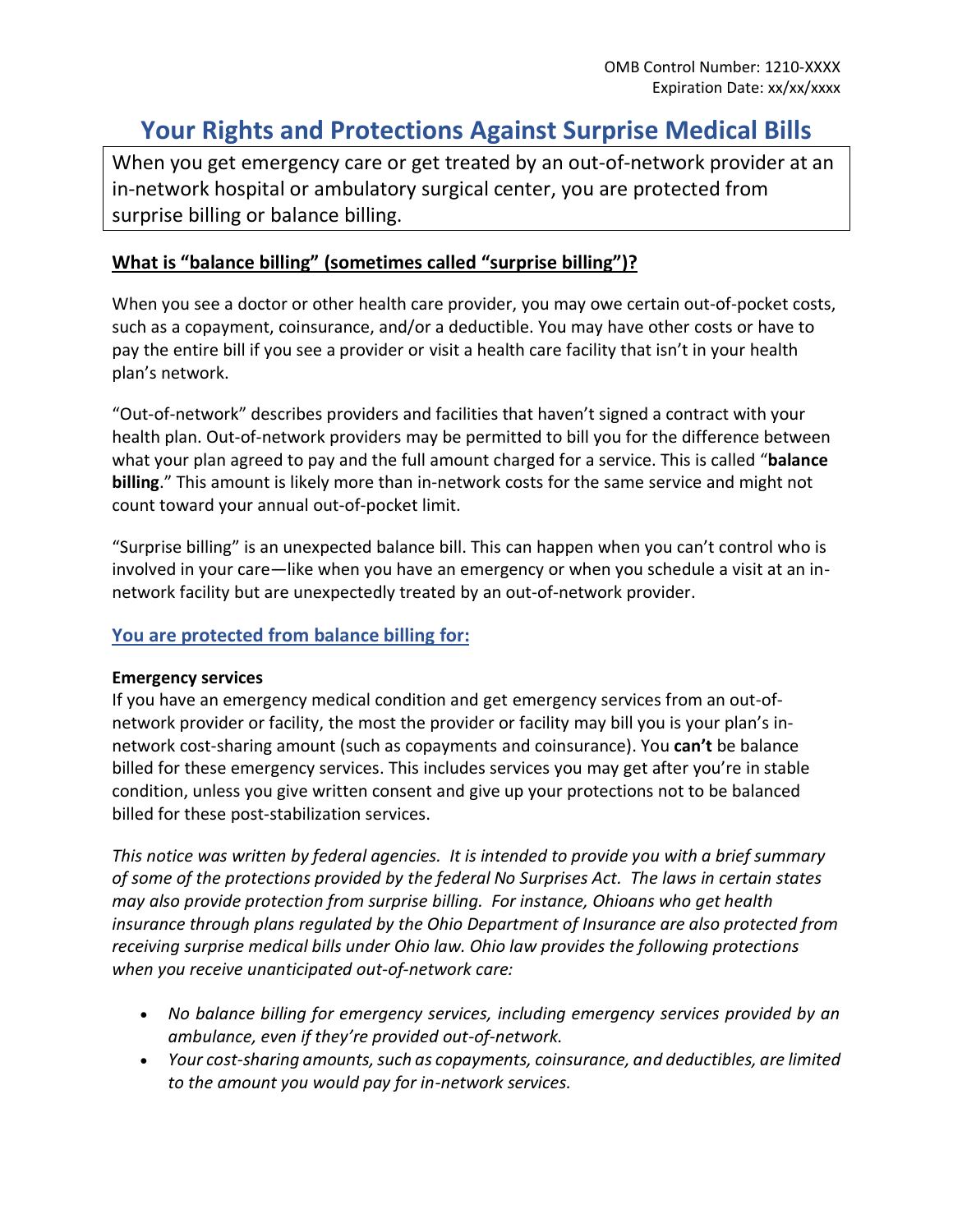OMB Control Number: 1210-XXXX
Expiration Date: xx/xx/xxxx

# Your Rights and Protections Against Surprise Medical Bills

When you get emergency care or get treated by an out-of-network provider at an in-network hospital or ambulatory surgical center, you are protected from surprise billing or balance billing.

## What is "balance billing" (sometimes called "surprise billing")?

When you see a doctor or other health care provider, you may owe certain out-of-pocket costs, such as a copayment, coinsurance, and/or a deductible. You may have other costs or have to pay the entire bill if you see a provider or visit a health care facility that isn't in your health plan's network.

"Out-of-network" describes providers and facilities that haven't signed a contract with your health plan. Out-of-network providers may be permitted to bill you for the difference between what your plan agreed to pay and the full amount charged for a service. This is called "**balance billing**." This amount is likely more than in-network costs for the same service and might not count toward your annual out-of-pocket limit.

"Surprise billing" is an unexpected balance bill. This can happen when you can't control who is involved in your care—like when you have an emergency or when you schedule a visit at an in-network facility but are unexpectedly treated by an out-of-network provider.

## You are protected from balance billing for:

**Emergency services**
If you have an emergency medical condition and get emergency services from an out-of-network provider or facility, the most the provider or facility may bill you is your plan's in-network cost-sharing amount (such as copayments and coinsurance). You **can't** be balance billed for these emergency services. This includes services you may get after you're in stable condition, unless you give written consent and give up your protections not to be balanced billed for these post-stabilization services.

*This notice was written by federal agencies. It is intended to provide you with a brief summary of some of the protections provided by the federal No Surprises Act. The laws in certain states may also provide protection from surprise billing. For instance, Ohioans who get health insurance through plans regulated by the Ohio Department of Insurance are also protected from receiving surprise medical bills under Ohio law. Ohio law provides the following protections when you receive unanticipated out-of-network care:*

- *No balance billing for emergency services, including emergency services provided by an ambulance, even if they're provided out-of-network.*
- *Your cost-sharing amounts, such as copayments, coinsurance, and deductibles, are limited to the amount you would pay for in-network services.*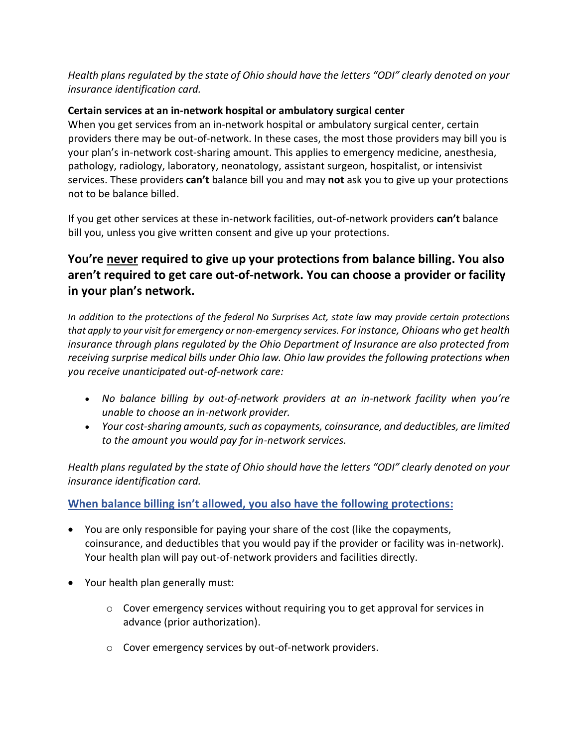*Health plans regulated by the state of Ohio should have the letters "ODI" clearly denoted on your insurance identification card.*

**Certain services at an in-network hospital or ambulatory surgical center**

When you get services from an in-network hospital or ambulatory surgical center, certain providers there may be out-of-network. In these cases, the most those providers may bill you is your plan's in-network cost-sharing amount. This applies to emergency medicine, anesthesia, pathology, radiology, laboratory, neonatology, assistant surgeon, hospitalist, or intensivist services. These providers **can't** balance bill you and may **not** ask you to give up your protections not to be balance billed.

If you get other services at these in-network facilities, out-of-network providers **can't** balance bill you, unless you give written consent and give up your protections.

## You're <u>never</u> required to give up your protections from balance billing. You also aren't required to get care out-of-network. You can choose a provider or facility in your plan's network.

*In addition to the protections of the federal No Surprises Act, state law may provide certain protections that apply to your visit for emergency or non-emergency services. For instance, Ohioans who get health insurance through plans regulated by the Ohio Department of Insurance are also protected from receiving surprise medical bills under Ohio law. Ohio law provides the following protections when you receive unanticipated out-of-network care:*

- *No balance billing by out-of-network providers at an in-network facility when you're unable to choose an in-network provider.*
- *Your cost-sharing amounts, such as copayments, coinsurance, and deductibles, are limited to the amount you would pay for in-network services.*

*Health plans regulated by the state of Ohio should have the letters "ODI" clearly denoted on your insurance identification card.*

### <u>When balance billing isn't allowed, you also have the following protections:</u>

- You are only responsible for paying your share of the cost (like the copayments, coinsurance, and deductibles that you would pay if the provider or facility was in-network). Your health plan will pay out-of-network providers and facilities directly.
- Your health plan generally must:
  - Cover emergency services without requiring you to get approval for services in advance (prior authorization).
  - Cover emergency services by out-of-network providers.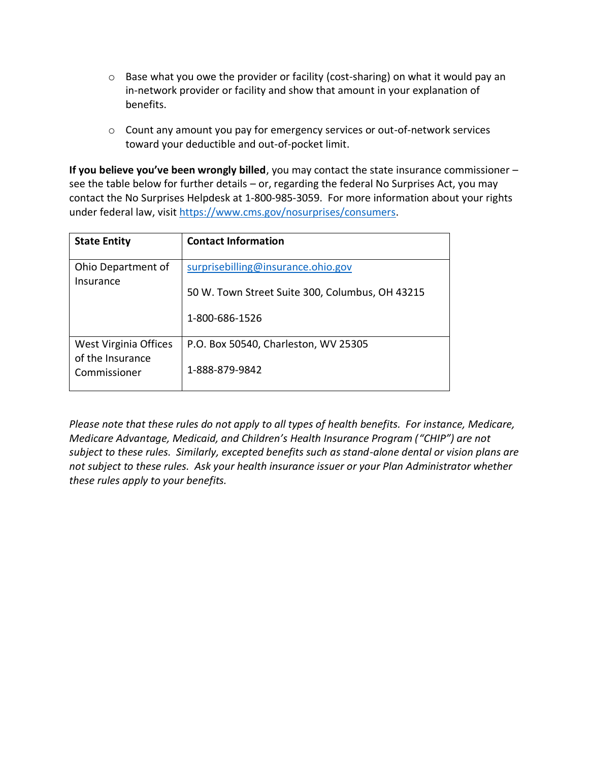- Base what you owe the provider or facility (cost-sharing) on what it would pay an in-network provider or facility and show that amount in your explanation of benefits.

- Count any amount you pay for emergency services or out-of-network services toward your deductible and out-of-pocket limit.

**If you believe you've been wrongly billed**, you may contact the state insurance commissioner – see the table below for further details – or, regarding the federal No Surprises Act, you may contact the No Surprises Helpdesk at 1-800-985-3059. For more information about your rights under federal law, visit https://www.cms.gov/nosurprises/consumers.

| **State Entity** | **Contact Information** |
|---|---|
| Ohio Department of Insurance | surprisebilling@insurance.ohio.gov<br><br>50 W. Town Street Suite 300, Columbus, OH 43215<br><br>1-800-686-1526 |
| West Virginia Offices of the Insurance Commissioner | P.O. Box 50540, Charleston, WV 25305<br><br>1-888-879-9842 |

*Please note that these rules do not apply to all types of health benefits. For instance, Medicare, Medicare Advantage, Medicaid, and Children's Health Insurance Program ("CHIP") are not subject to these rules. Similarly, excepted benefits such as stand-alone dental or vision plans are not subject to these rules. Ask your health insurance issuer or your Plan Administrator whether these rules apply to your benefits.*